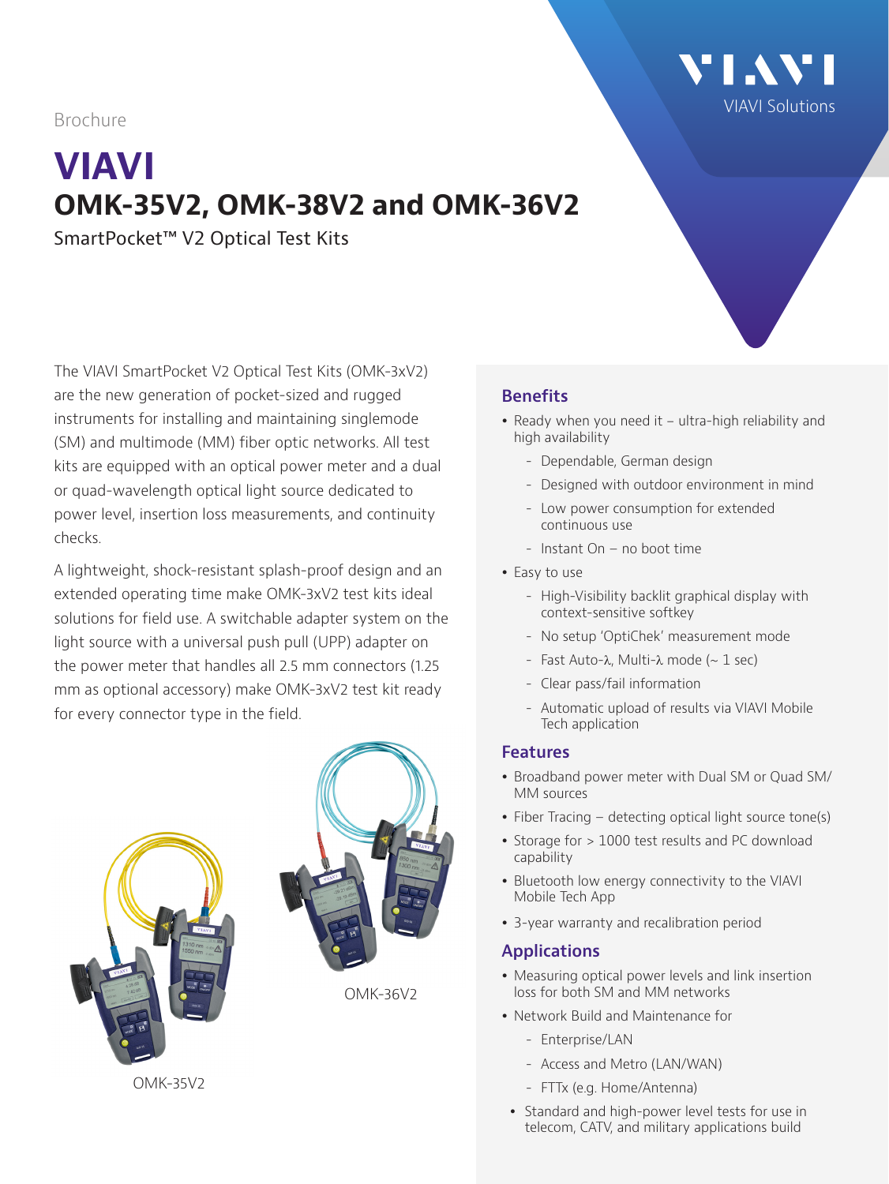Brochure

# VIAVI

## OMK-35V2, OMK-38V2 and OMK-36V2

SmartPocket™ V2 Optical Test Kits

The VIAVI SmartPocket V2 Optical Test Kits (OMK-3xV2) are the new generation of pocket-sized and rugged instruments for installing and maintaining singlemode (SM) and multimode (MM) fiber optic networks. All test kits are equipped with an optical power meter and a dual or quad-wavelength optical light source dedicated to power level, insertion loss measurements, and continuity checks.

A lightweight, shock-resistant splash-proof design and an extended operating time make OMK-3xV2 test kits ideal solutions for field use. A switchable adapter system on the light source with a universal push pull (UPP) adapter on the power meter that handles all 2.5 mm connectors (1.25 mm as optional accessory) make OMK-3xV2 test kit ready for every connector type in the field.

OMK-35V2

OMK-36V2

### Benefits

- Ready when you need it – ultra-high reliability and high availability
  - Dependable, German design
  - Designed with outdoor environment in mind
  - Low power consumption for extended continuous use
  - Instant On – no boot time
- Easy to use
  - High-Visibility backlit graphical display with context-sensitive softkey
  - No setup 'OptiChek' measurement mode
  - Fast Auto-λ, Multi-λ mode (~ 1 sec)
  - Clear pass/fail information
  - Automatic upload of results via VIAVI Mobile Tech application

### Features

- Broadband power meter with Dual SM or Quad SM/MM sources
- Fiber Tracing – detecting optical light source tone(s)
- Storage for > 1000 test results and PC download capability
- Bluetooth low energy connectivity to the VIAVI Mobile Tech App
- 3-year warranty and recalibration period

### Applications

- Measuring optical power levels and link insertion loss for both SM and MM networks
- Network Build and Maintenance for
  - Enterprise/LAN
  - Access and Metro (LAN/WAN)
  - FTTx (e.g. Home/Antenna)
- Standard and high-power level tests for use in telecom, CATV, and military applications build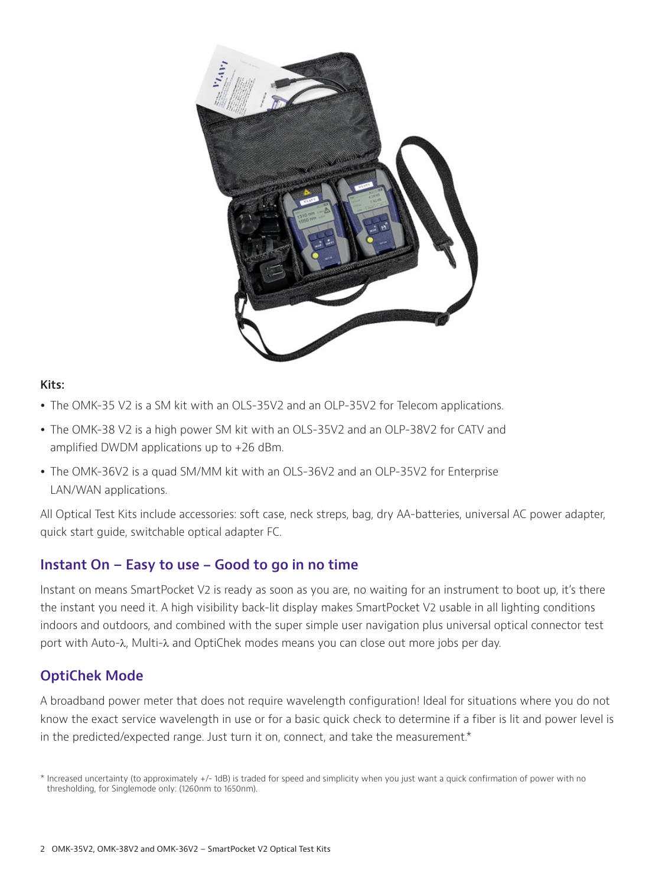**Kits:**

- The OMK-35 V2 is a SM kit with an OLS-35V2 and an OLP-35V2 for Telecom applications.
- The OMK-38 V2 is a high power SM kit with an OLS-35V2 and an OLP-38V2 for CATV and amplified DWDM applications up to +26 dBm.
- The OMK-36V2 is a quad SM/MM kit with an OLS-36V2 and an OLP-35V2 for Enterprise LAN/WAN applications.

All Optical Test Kits include accessories: soft case, neck streps, bag, dry AA-batteries, universal AC power adapter, quick start guide, switchable optical adapter FC.

## Instant On – Easy to use – Good to go in no time

Instant on means SmartPocket V2 is ready as soon as you are, no waiting for an instrument to boot up, it's there the instant you need it. A high visibility back-lit display makes SmartPocket V2 usable in all lighting conditions indoors and outdoors, and combined with the super simple user navigation plus universal optical connector test port with Auto-λ, Multi-λ and OptiChek modes means you can close out more jobs per day.

## OptiChek Mode

A broadband power meter that does not require wavelength configuration! Ideal for situations where you do not know the exact service wavelength in use or for a basic quick check to determine if a fiber is lit and power level is in the predicted/expected range. Just turn it on, connect, and take the measurement.*

* Increased uncertainty (to approximately +/- 1dB) is traded for speed and simplicity when you just want a quick confirmation of power with no thresholding, for Singlemode only: (1260nm to 1650nm).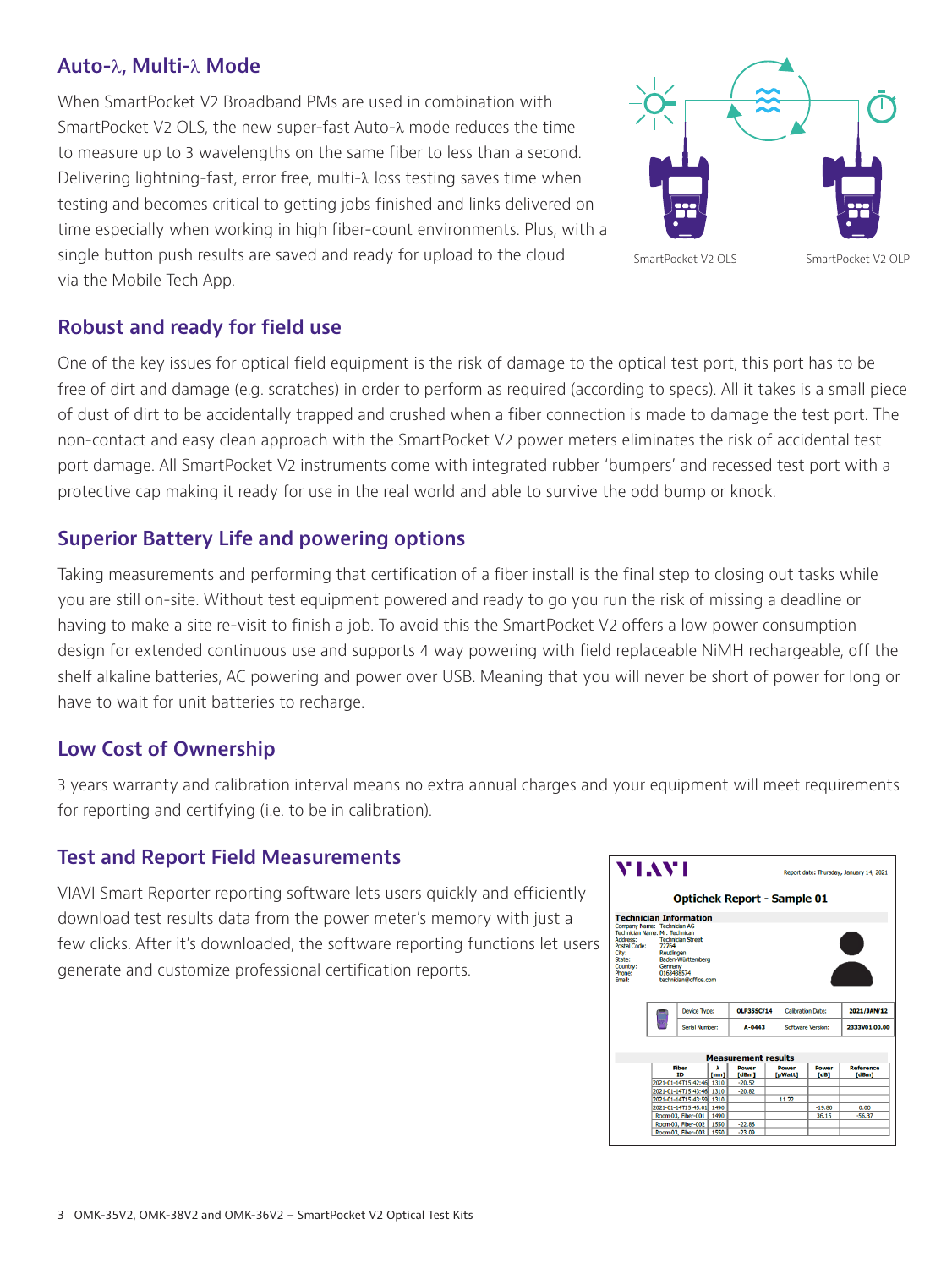## Auto-λ, Multi-λ Mode

When SmartPocket V2 Broadband PMs are used in combination with SmartPocket V2 OLS, the new super-fast Auto-λ mode reduces the time to measure up to 3 wavelengths on the same fiber to less than a second. Delivering lightning-fast, error free, multi-λ loss testing saves time when testing and becomes critical to getting jobs finished and links delivered on time especially when working in high fiber-count environments. Plus, with a single button push results are saved and ready for upload to the cloud via the Mobile Tech App.

SmartPocket V2 OLS

SmartPocket V2 OLP

## Robust and ready for field use

One of the key issues for optical field equipment is the risk of damage to the optical test port, this port has to be free of dirt and damage (e.g. scratches) in order to perform as required (according to specs). All it takes is a small piece of dust of dirt to be accidentally trapped and crushed when a fiber connection is made to damage the test port. The non-contact and easy clean approach with the SmartPocket V2 power meters eliminates the risk of accidental test port damage. All SmartPocket V2 instruments come with integrated rubber 'bumpers' and recessed test port with a protective cap making it ready for use in the real world and able to survive the odd bump or knock.

## Superior Battery Life and powering options

Taking measurements and performing that certification of a fiber install is the final step to closing out tasks while you are still on-site. Without test equipment powered and ready to go you run the risk of missing a deadline or having to make a site re-visit to finish a job. To avoid this the SmartPocket V2 offers a low power consumption design for extended continuous use and supports 4 way powering with field replaceable NiMH rechargeable, off the shelf alkaline batteries, AC powering and power over USB. Meaning that you will never be short of power for long or have to wait for unit batteries to recharge.

## Low Cost of Ownership

3 years warranty and calibration interval means no extra annual charges and your equipment will meet requirements for reporting and certifying (i.e. to be in calibration).

## Test and Report Field Measurements

VIAVI Smart Reporter reporting software lets users quickly and efficiently download test results data from the power meter's memory with just a few clicks. After it's downloaded, the software reporting functions let users generate and customize professional certification reports.

VIAVI

Report date: Thursday, January 14, 2021

**Optichek Report - Sample 01**

**Technician Information**

Company Name: Technician AG
Technician Name: Mr. Technican
Address: Technician Street
Postal Code: 72764
City: Reutlingen
State: Baden-Württemberg
Country: Germany
Phone: 0163438574
Email: technician@office.com

| Device Type: | OLP35SC/14 | Calibration Date: | 2021/JAN/12 |
|---|---|---|---|
| Serial Number: | A-0443 | Software Version: | 2333V01.00.00 |

**Measurement results**

| Fiber ID | λ [nm] | Power [dBm] | Power [µWatt] | Power [dB] | Reference [dBm] |
|---|---|---|---|---|---|
| 2021-01-14T15:42:46 | 1310 | -20.52 | | | |
| 2021-01-14T15:43:46 | 1310 | -20.82 | | | |
| 2021-01-14T15:43:59 | 1310 | | 11.22 | | |
| 2021-01-14T15:45:01 | 1490 | | | -19.80 | 0.00 |
| Room-03, Fiber-001 | 1490 | | | 36.15 | -56.37 |
| Room-03, Fiber-002 | 1550 | -22.86 | | | |
| Room-03, Fiber-003 | 1550 | -23.09 | | | |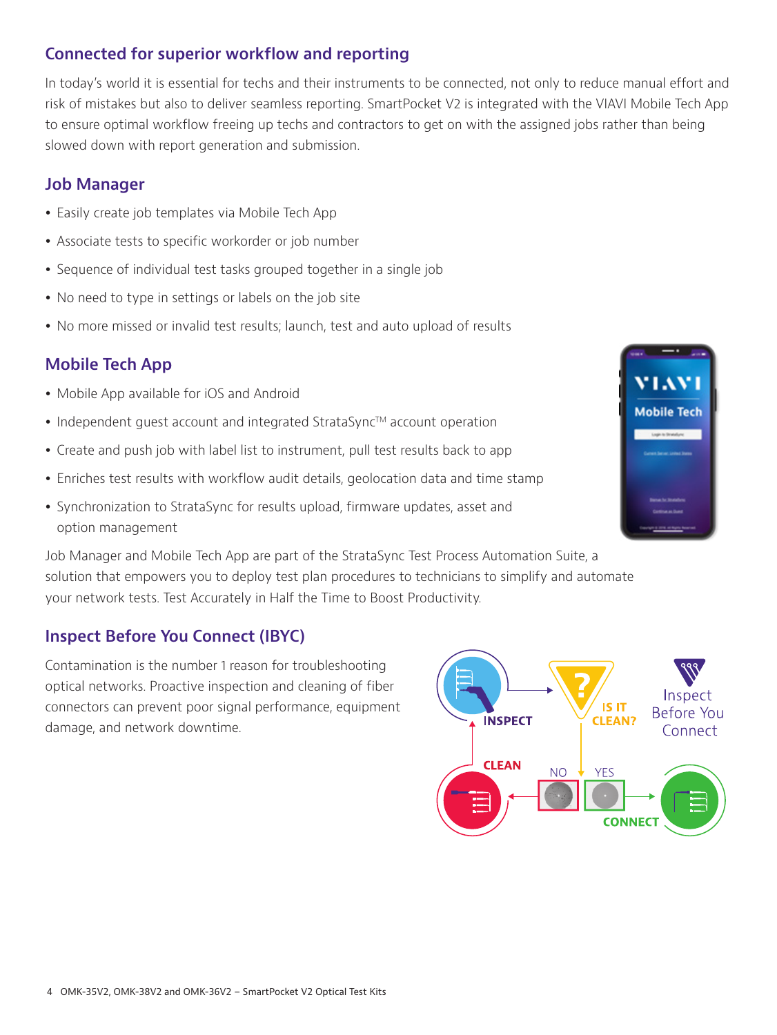## Connected for superior workflow and reporting

In today's world it is essential for techs and their instruments to be connected, not only to reduce manual effort and risk of mistakes but also to deliver seamless reporting. SmartPocket V2 is integrated with the VIAVI Mobile Tech App to ensure optimal workflow freeing up techs and contractors to get on with the assigned jobs rather than being slowed down with report generation and submission.

## Job Manager

- Easily create job templates via Mobile Tech App
- Associate tests to specific workorder or job number
- Sequence of individual test tasks grouped together in a single job
- No need to type in settings or labels on the job site
- No more missed or invalid test results; launch, test and auto upload of results

## Mobile Tech App

- Mobile App available for iOS and Android
- Independent guest account and integrated StrataSync™ account operation
- Create and push job with label list to instrument, pull test results back to app
- Enriches test results with workflow audit details, geolocation data and time stamp
- Synchronization to StrataSync for results upload, firmware updates, asset and option management

Job Manager and Mobile Tech App are part of the StrataSync Test Process Automation Suite, a solution that empowers you to deploy test plan procedures to technicians to simplify and automate your network tests. Test Accurately in Half the Time to Boost Productivity.

## Inspect Before You Connect (IBYC)

Contamination is the number 1 reason for troubleshooting optical networks. Proactive inspection and cleaning of fiber connectors can prevent poor signal performance, equipment damage, and network downtime.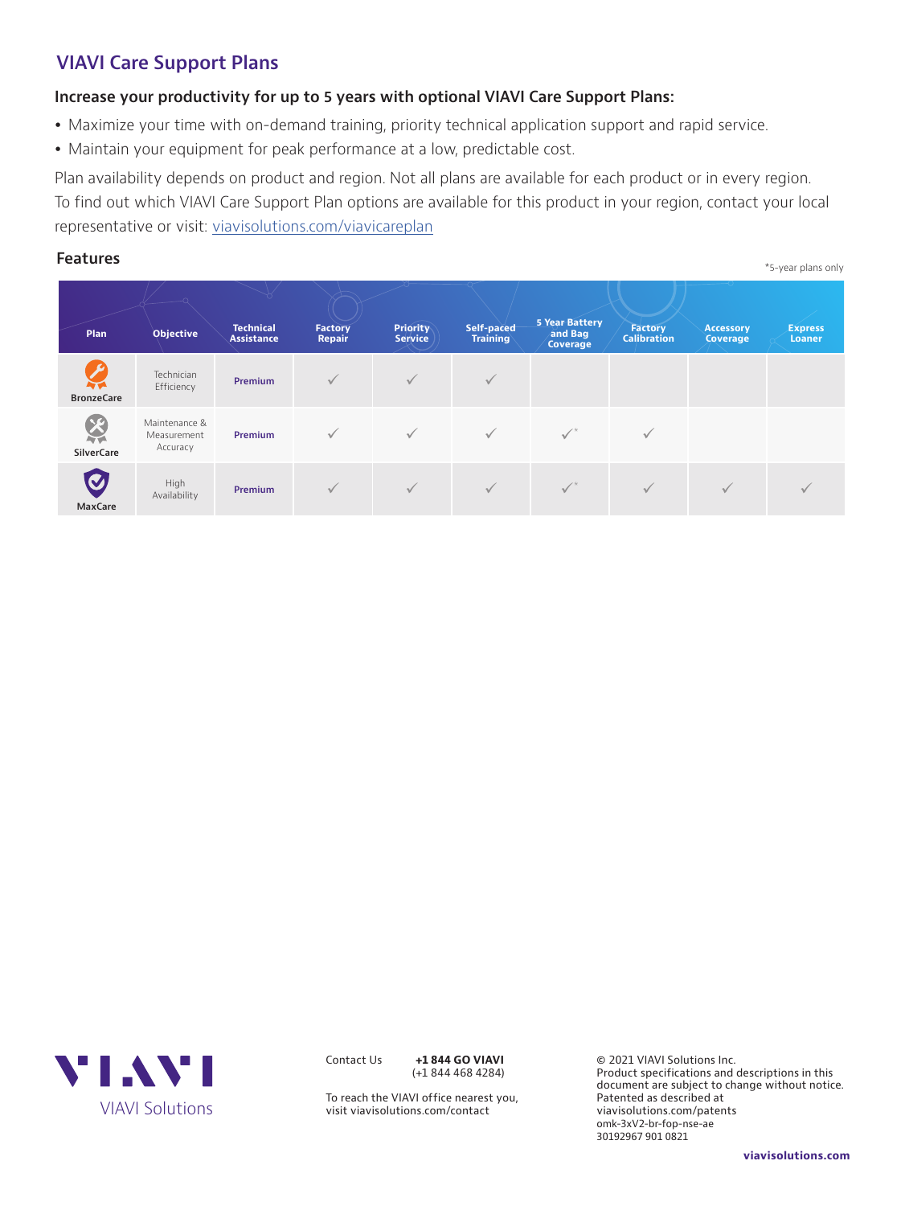## VIAVI Care Support Plans

**Increase your productivity for up to 5 years with optional VIAVI Care Support Plans:**

- Maximize your time with on-demand training, priority technical application support and rapid service.
- Maintain your equipment for peak performance at a low, predictable cost.

Plan availability depends on product and region. Not all plans are available for each product or in every region. To find out which VIAVI Care Support Plan options are available for this product in your region, contact your local representative or visit: viavisolutions.com/viavicareplan

### Features

*5-year plans only

| Plan | Objective | Technical Assistance | Factory Repair | Priority Service | Self-paced Training | 5 Year Battery and Bag Coverage | Factory Calibration | Accessory Coverage | Express Loaner |
|---|---|---|---|---|---|---|---|---|---|
| BronzeCare | Technician Efficiency | Premium | ✓ | ✓ | ✓ | | | | |
| SilverCare | Maintenance & Measurement Accuracy | Premium | ✓ | ✓ | ✓ | ✓* | ✓ | | |
| MaxCare | High Availability | Premium | ✓ | ✓ | ✓ | ✓* | ✓ | ✓ | ✓ |

VIAVI Solutions

Contact Us **+1 844 GO VIAVI**
(+1 844 468 4284)

To reach the VIAVI office nearest you, visit viavisolutions.com/contact

© 2021 VIAVI Solutions Inc.
Product specifications and descriptions in this document are subject to change without notice.
Patented as described at viavisolutions.com/patents
omk-3xV2-br-fop-nse-ae
30192967 901 0821

**viavisolutions.com**